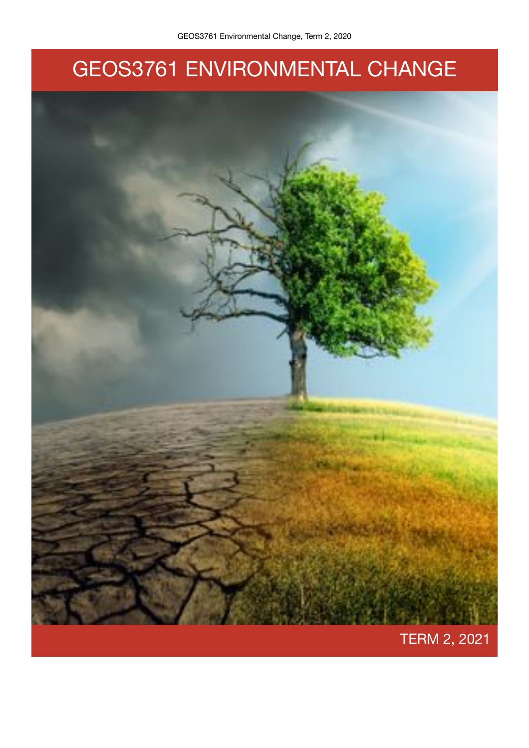# GEOS3761 ENVIRONMENTAL CHANGE

TERM 2, 2021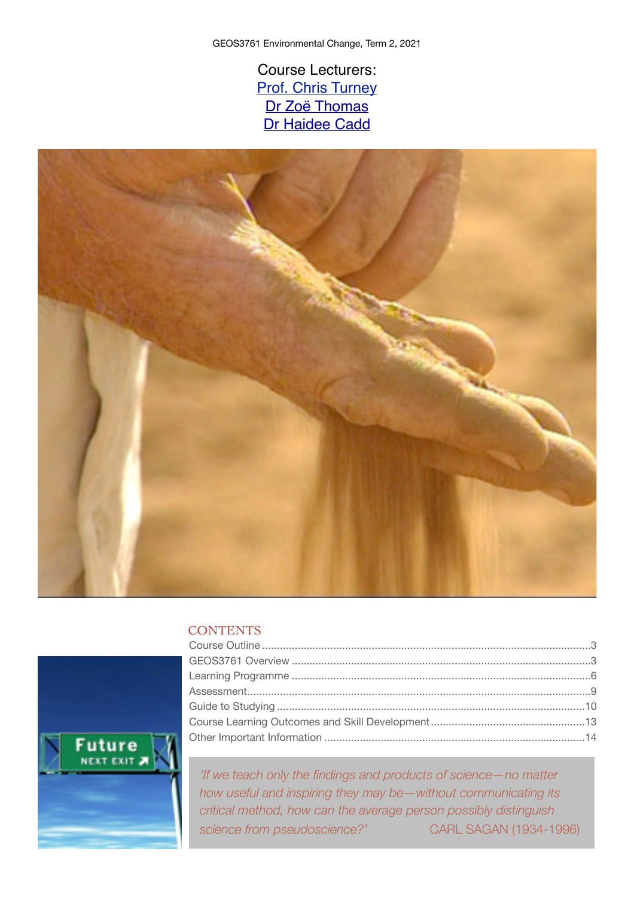GEOS3761 Environmental Change, Term 2, 2021

Course Lecturers:
[Prof. Chris Turney]
[Dr Zoë Thomas]
[Dr Haidee Cadd]

## CONTENTS

| | |
|---|---|
| Course Outline | 3 |
| GEOS3761 Overview | 3 |
| Learning Programme | 6 |
| Assessment | 9 |
| Guide to Studying | 10 |
| Course Learning Outcomes and Skill Development | 13 |
| Other Important Information | 14 |

> *'If we teach only the findings and products of science—no matter how useful and inspiring they may be—without communicating its critical method, how can the average person possibly distinguish science from pseudoscience?'* CARL SAGAN (1934-1996)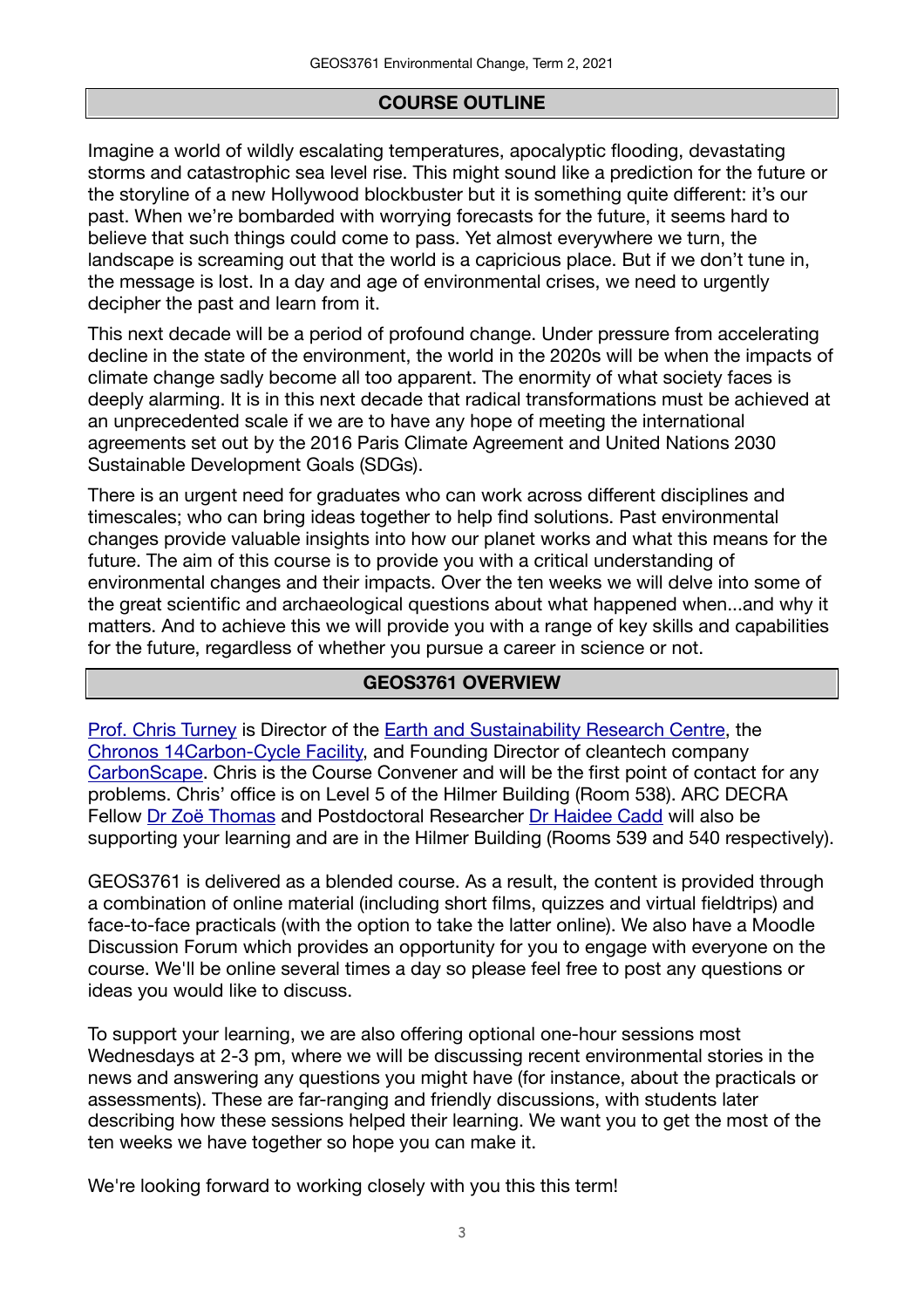## COURSE OUTLINE

Imagine a world of wildly escalating temperatures, apocalyptic flooding, devastating storms and catastrophic sea level rise. This might sound like a prediction for the future or the storyline of a new Hollywood blockbuster but it is something quite different: it's our past. When we're bombarded with worrying forecasts for the future, it seems hard to believe that such things could come to pass. Yet almost everywhere we turn, the landscape is screaming out that the world is a capricious place. But if we don't tune in, the message is lost. In a day and age of environmental crises, we need to urgently decipher the past and learn from it.

This next decade will be a period of profound change. Under pressure from accelerating decline in the state of the environment, the world in the 2020s will be when the impacts of climate change sadly become all too apparent. The enormity of what society faces is deeply alarming. It is in this next decade that radical transformations must be achieved at an unprecedented scale if we are to have any hope of meeting the international agreements set out by the 2016 Paris Climate Agreement and United Nations 2030 Sustainable Development Goals (SDGs).

There is an urgent need for graduates who can work across different disciplines and timescales; who can bring ideas together to help find solutions. Past environmental changes provide valuable insights into how our planet works and what this means for the future. The aim of this course is to provide you with a critical understanding of environmental changes and their impacts. Over the ten weeks we will delve into some of the great scientific and archaeological questions about what happened when...and why it matters. And to achieve this we will provide you with a range of key skills and capabilities for the future, regardless of whether you pursue a career in science or not.

## GEOS3761 OVERVIEW

Prof. Chris Turney is Director of the Earth and Sustainability Research Centre, the Chronos 14Carbon-Cycle Facility, and Founding Director of cleantech company CarbonScape. Chris is the Course Convener and will be the first point of contact for any problems. Chris' office is on Level 5 of the Hilmer Building (Room 538). ARC DECRA Fellow Dr Zoë Thomas and Postdoctoral Researcher Dr Haidee Cadd will also be supporting your learning and are in the Hilmer Building (Rooms 539 and 540 respectively).

GEOS3761 is delivered as a blended course. As a result, the content is provided through a combination of online material (including short films, quizzes and virtual fieldtrips) and face-to-face practicals (with the option to take the latter online). We also have a Moodle Discussion Forum which provides an opportunity for you to engage with everyone on the course. We'll be online several times a day so please feel free to post any questions or ideas you would like to discuss.

To support your learning, we are also offering optional one-hour sessions most Wednesdays at 2-3 pm, where we will be discussing recent environmental stories in the news and answering any questions you might have (for instance, about the practicals or assessments). These are far-ranging and friendly discussions, with students later describing how these sessions helped their learning. We want you to get the most of the ten weeks we have together so hope you can make it.

We're looking forward to working closely with you this this term!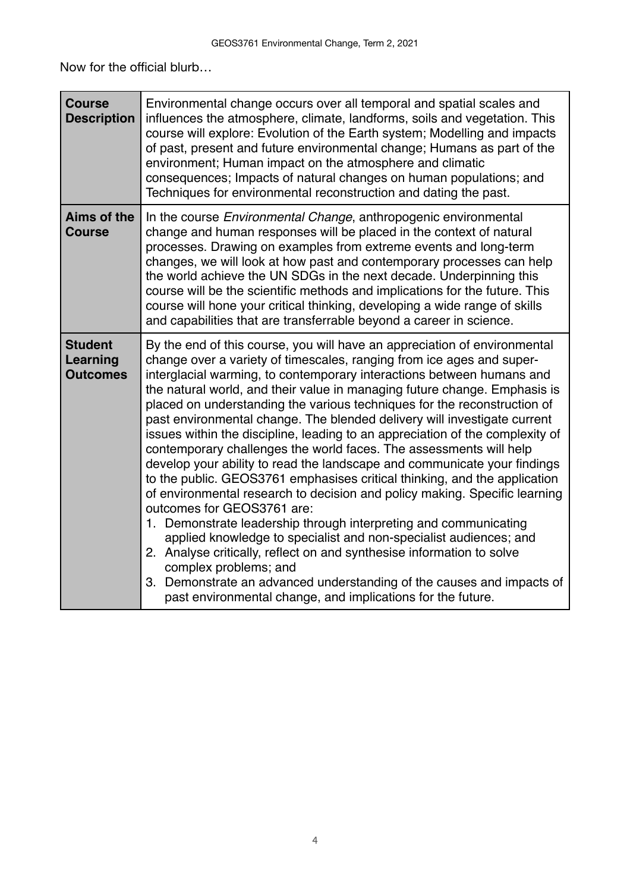Now for the official blurb…

| | |
|---|---|
| **Course Description** | Environmental change occurs over all temporal and spatial scales and influences the atmosphere, climate, landforms, soils and vegetation. This course will explore: Evolution of the Earth system; Modelling and impacts of past, present and future environmental change; Humans as part of the environment; Human impact on the atmosphere and climatic consequences; Impacts of natural changes on human populations; and Techniques for environmental reconstruction and dating the past. |
| **Aims of the Course** | In the course *Environmental Change*, anthropogenic environmental change and human responses will be placed in the context of natural processes. Drawing on examples from extreme events and long-term changes, we will look at how past and contemporary processes can help the world achieve the UN SDGs in the next decade. Underpinning this course will be the scientific methods and implications for the future. This course will hone your critical thinking, developing a wide range of skills and capabilities that are transferrable beyond a career in science. |
| **Student Learning Outcomes** | By the end of this course, you will have an appreciation of environmental change over a variety of timescales, ranging from ice ages and super-interglacial warming, to contemporary interactions between humans and the natural world, and their value in managing future change. Emphasis is placed on understanding the various techniques for the reconstruction of past environmental change. The blended delivery will investigate current issues within the discipline, leading to an appreciation of the complexity of contemporary challenges the world faces. The assessments will help develop your ability to read the landscape and communicate your findings to the public. GEOS3761 emphasises critical thinking, and the application of environmental research to decision and policy making. Specific learning outcomes for GEOS3761 are:<br>1. Demonstrate leadership through interpreting and communicating applied knowledge to specialist and non-specialist audiences; and<br>2. Analyse critically, reflect on and synthesise information to solve complex problems; and<br>3. Demonstrate an advanced understanding of the causes and impacts of past environmental change, and implications for the future. |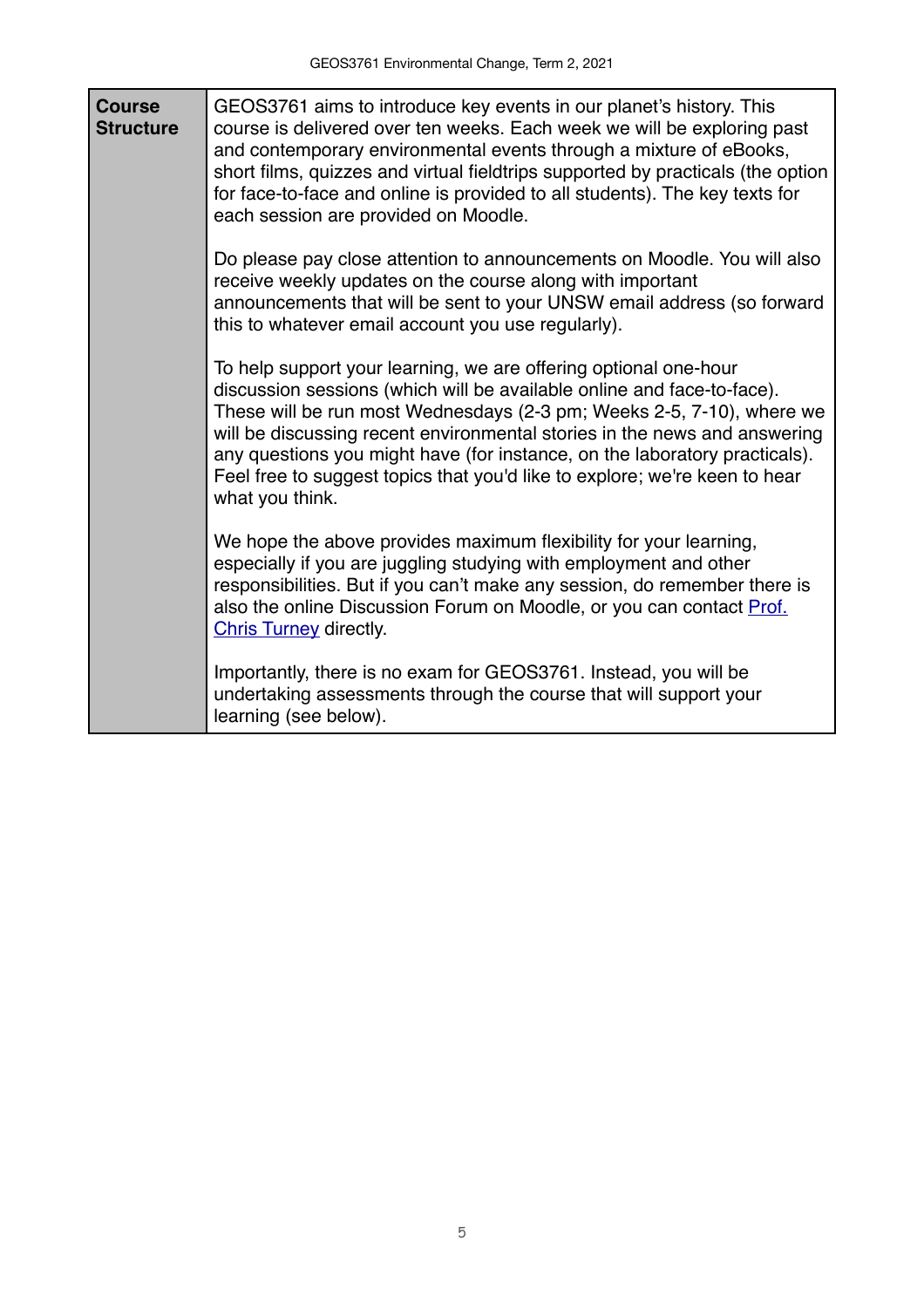| Course Structure | GEOS3761 aims to introduce key events in our planet's history. This course is delivered over ten weeks. Each week we will be exploring past and contemporary environmental events through a mixture of eBooks, short films, quizzes and virtual fieldtrips supported by practicals (the option for face-to-face and online is provided to all students). The key texts for each session are provided on Moodle.<br><br>Do please pay close attention to announcements on Moodle. You will also receive weekly updates on the course along with important announcements that will be sent to your UNSW email address (so forward this to whatever email account you use regularly).<br><br>To help support your learning, we are offering optional one-hour discussion sessions (which will be available online and face-to-face). These will be run most Wednesdays (2-3 pm; Weeks 2-5, 7-10), where we will be discussing recent environmental stories in the news and answering any questions you might have (for instance, on the laboratory practicals). Feel free to suggest topics that you'd like to explore; we're keen to hear what you think.<br><br>We hope the above provides maximum flexibility for your learning, especially if you are juggling studying with employment and other responsibilities. But if you can't make any session, do remember there is also the online Discussion Forum on Moodle, or you can contact Prof. Chris Turney directly.<br><br>Importantly, there is no exam for GEOS3761. Instead, you will be undertaking assessments through the course that will support your learning (see below). |
|---|---|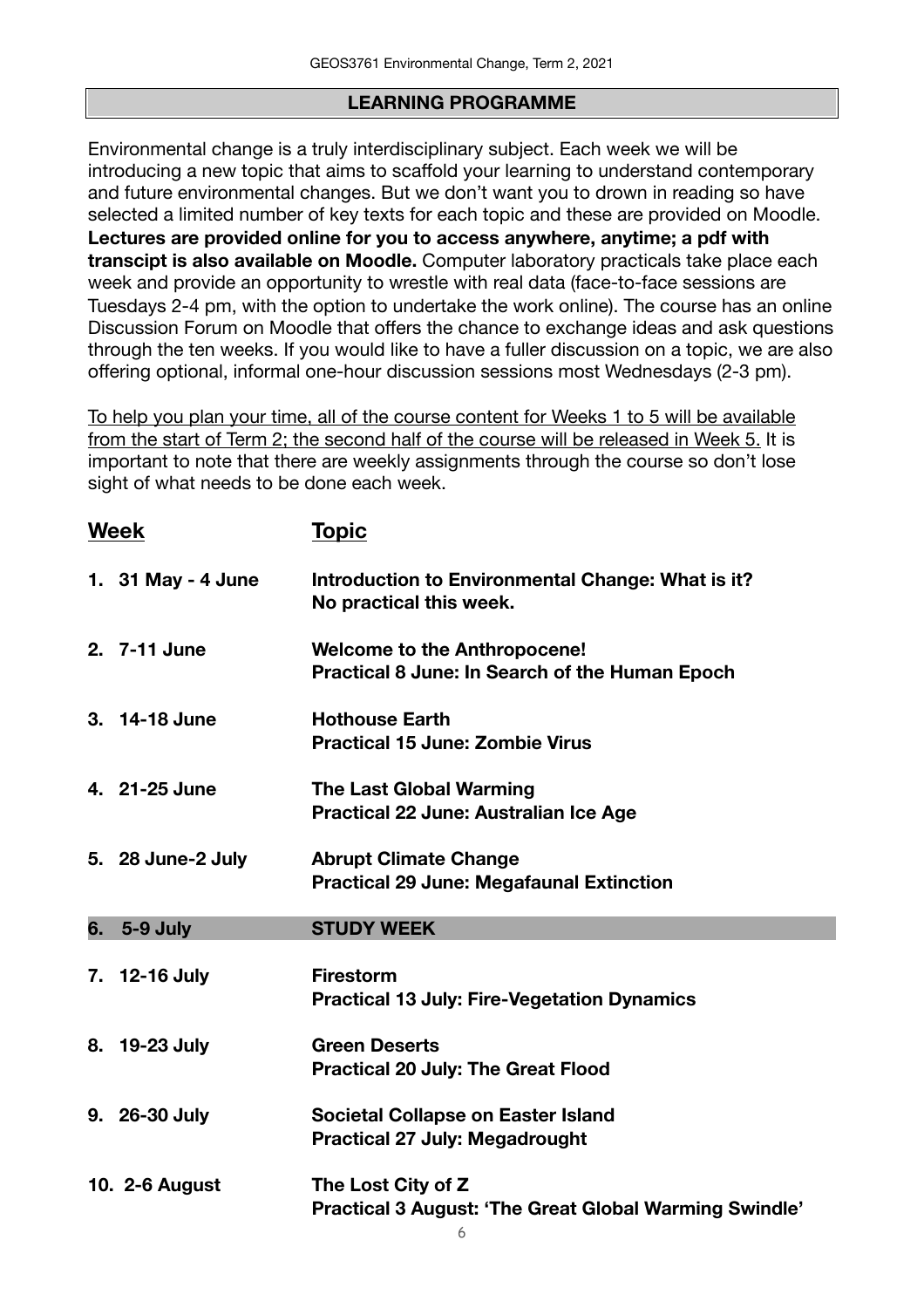## LEARNING PROGRAMME

Environmental change is a truly interdisciplinary subject. Each week we will be introducing a new topic that aims to scaffold your learning to understand contemporary and future environmental changes. But we don't want you to drown in reading so have selected a limited number of key texts for each topic and these are provided on Moodle. **Lectures are provided online for you to access anywhere, anytime; a pdf with transcipt is also available on Moodle.** Computer laboratory practicals take place each week and provide an opportunity to wrestle with real data (face-to-face sessions are Tuesdays 2-4 pm, with the option to undertake the work online). The course has an online Discussion Forum on Moodle that offers the chance to exchange ideas and ask questions through the ten weeks. If you would like to have a fuller discussion on a topic, we are also offering optional, informal one-hour discussion sessions most Wednesdays (2-3 pm).

To help you plan your time, all of the course content for Weeks 1 to 5 will be available from the start of Term 2; the second half of the course will be released in Week 5. It is important to note that there are weekly assignments through the course so don't lose sight of what needs to be done each week.

| Week | Topic |
| --- | --- |
| **1. 31 May - 4 June** | **Introduction to Environmental Change: What is it?**<br>**No practical this week.** |
| **2. 7-11 June** | **Welcome to the Anthropocene!**<br>**Practical 8 June: In Search of the Human Epoch** |
| **3. 14-18 June** | **Hothouse Earth**<br>**Practical 15 June: Zombie Virus** |
| **4. 21-25 June** | **The Last Global Warming**<br>**Practical 22 June: Australian Ice Age** |
| **5. 28 June-2 July** | **Abrupt Climate Change**<br>**Practical 29 June: Megafaunal Extinction** |
| **6. 5-9 July** | **STUDY WEEK** |
| **7. 12-16 July** | **Firestorm**<br>**Practical 13 July: Fire-Vegetation Dynamics** |
| **8. 19-23 July** | **Green Deserts**<br>**Practical 20 July: The Great Flood** |
| **9. 26-30 July** | **Societal Collapse on Easter Island**<br>**Practical 27 July: Megadrought** |
| **10. 2-6 August** | **The Lost City of Z**<br>**Practical 3 August: 'The Great Global Warming Swindle'** |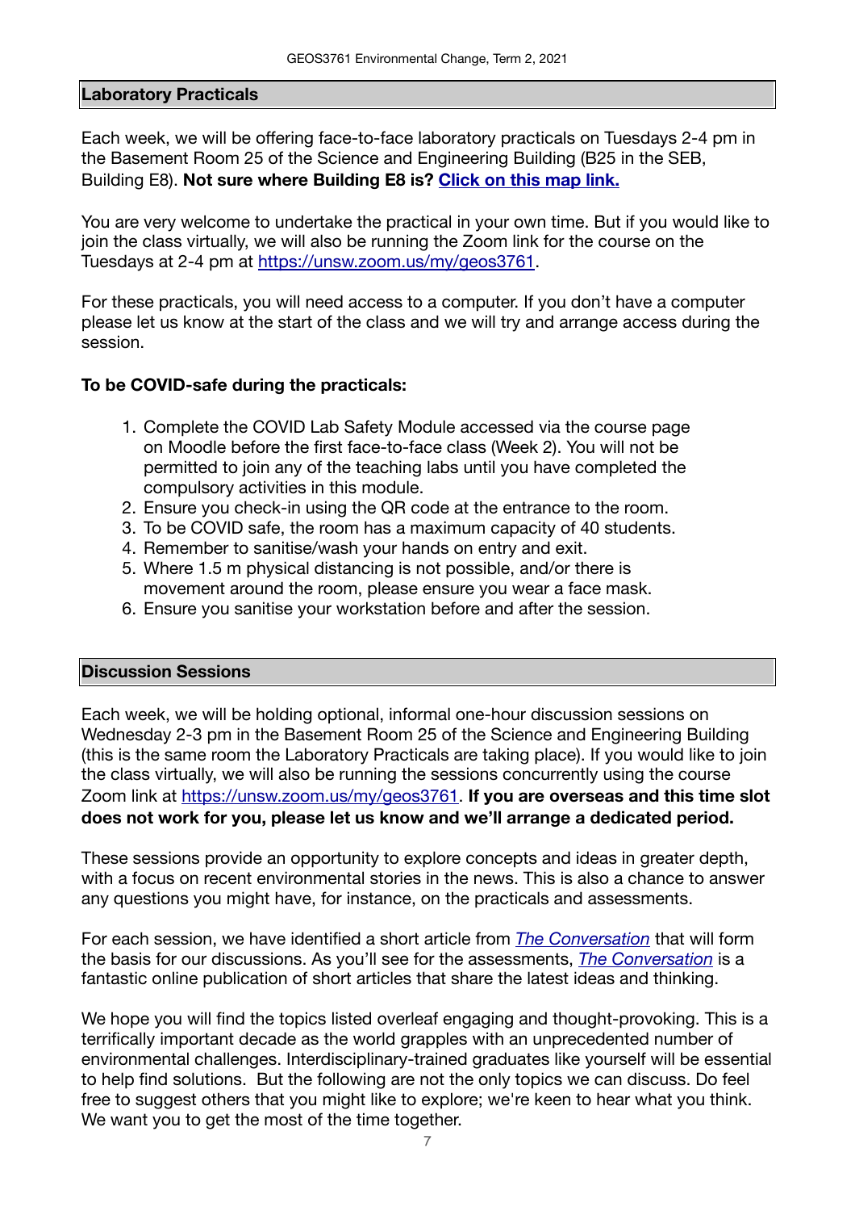## Laboratory Practicals

Each week, we will be offering face-to-face laboratory practicals on Tuesdays 2-4 pm in the Basement Room 25 of the Science and Engineering Building (B25 in the SEB, Building E8). **Not sure where Building E8 is? Click on this map link.**

You are very welcome to undertake the practical in your own time. But if you would like to join the class virtually, we will also be running the Zoom link for the course on the Tuesdays at 2-4 pm at https://unsw.zoom.us/my/geos3761.

For these practicals, you will need access to a computer. If you don't have a computer please let us know at the start of the class and we will try and arrange access during the session.

**To be COVID-safe during the practicals:**

1. Complete the COVID Lab Safety Module accessed via the course page on Moodle before the first face-to-face class (Week 2). You will not be permitted to join any of the teaching labs until you have completed the compulsory activities in this module.
2. Ensure you check-in using the QR code at the entrance to the room.
3. To be COVID safe, the room has a maximum capacity of 40 students.
4. Remember to sanitise/wash your hands on entry and exit.
5. Where 1.5 m physical distancing is not possible, and/or there is movement around the room, please ensure you wear a face mask.
6. Ensure you sanitise your workstation before and after the session.

## Discussion Sessions

Each week, we will be holding optional, informal one-hour discussion sessions on Wednesday 2-3 pm in the Basement Room 25 of the Science and Engineering Building (this is the same room the Laboratory Practicals are taking place). If you would like to join the class virtually, we will also be running the sessions concurrently using the course Zoom link at https://unsw.zoom.us/my/geos3761. **If you are overseas and this time slot does not work for you, please let us know and we'll arrange a dedicated period.**

These sessions provide an opportunity to explore concepts and ideas in greater depth, with a focus on recent environmental stories in the news. This is also a chance to answer any questions you might have, for instance, on the practicals and assessments.

For each session, we have identified a short article from *The Conversation* that will form the basis for our discussions. As you'll see for the assessments, *The Conversation* is a fantastic online publication of short articles that share the latest ideas and thinking.

We hope you will find the topics listed overleaf engaging and thought-provoking. This is a terrifically important decade as the world grapples with an unprecedented number of environmental challenges. Interdisciplinary-trained graduates like yourself will be essential to help find solutions. But the following are not the only topics we can discuss. Do feel free to suggest others that you might like to explore; we're keen to hear what you think. We want you to get the most of the time together.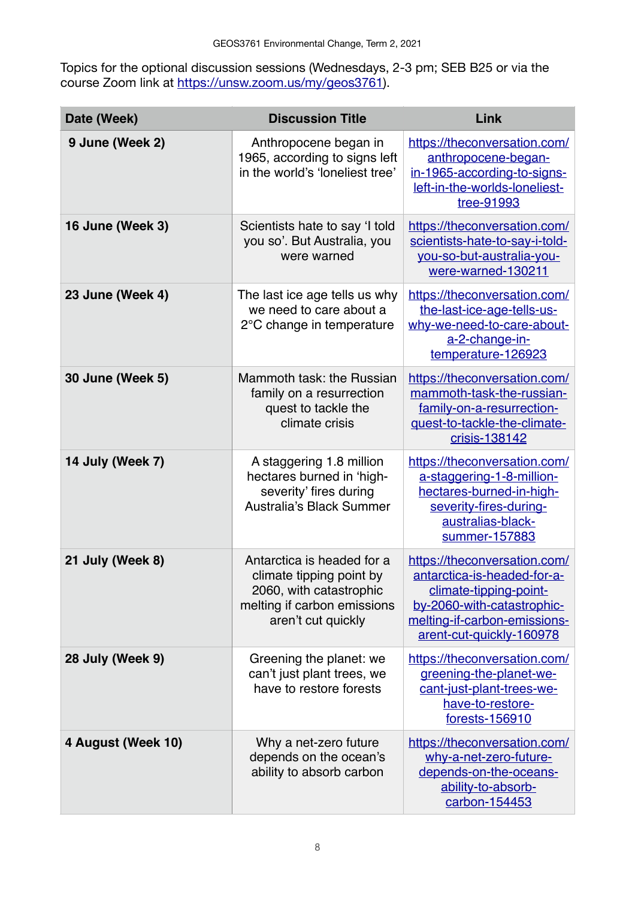Topics for the optional discussion sessions (Wednesdays, 2-3 pm; SEB B25 or via the course Zoom link at https://unsw.zoom.us/my/geos3761).

| Date (Week) | Discussion Title | Link |
| --- | --- | --- |
| 9 June (Week 2) | Anthropocene began in 1965, according to signs left in the world's 'loneliest tree' | https://theconversation.com/anthropocene-began-in-1965-according-to-signs-left-in-the-worlds-loneliest-tree-91993 |
| 16 June (Week 3) | Scientists hate to say 'I told you so'. But Australia, you were warned | https://theconversation.com/scientists-hate-to-say-i-told-you-so-but-australia-you-were-warned-130211 |
| 23 June (Week 4) | The last ice age tells us why we need to care about a 2°C change in temperature | https://theconversation.com/the-last-ice-age-tells-us-why-we-need-to-care-about-a-2-change-in-temperature-126923 |
| 30 June (Week 5) | Mammoth task: the Russian family on a resurrection quest to tackle the climate crisis | https://theconversation.com/mammoth-task-the-russian-family-on-a-resurrection-quest-to-tackle-the-climate-crisis-138142 |
| 14 July (Week 7) | A staggering 1.8 million hectares burned in 'high-severity' fires during Australia's Black Summer | https://theconversation.com/a-staggering-1-8-million-hectares-burned-in-high-severity-fires-during-australias-black-summer-157883 |
| 21 July (Week 8) | Antarctica is headed for a climate tipping point by 2060, with catastrophic melting if carbon emissions aren't cut quickly | https://theconversation.com/antarctica-is-headed-for-a-climate-tipping-point-by-2060-with-catastrophic-melting-if-carbon-emissions-arent-cut-quickly-160978 |
| 28 July (Week 9) | Greening the planet: we can't just plant trees, we have to restore forests | https://theconversation.com/greening-the-planet-we-cant-just-plant-trees-we-have-to-restore-forests-156910 |
| 4 August (Week 10) | Why a net-zero future depends on the ocean's ability to absorb carbon | https://theconversation.com/why-a-net-zero-future-depends-on-the-oceans-ability-to-absorb-carbon-154453 |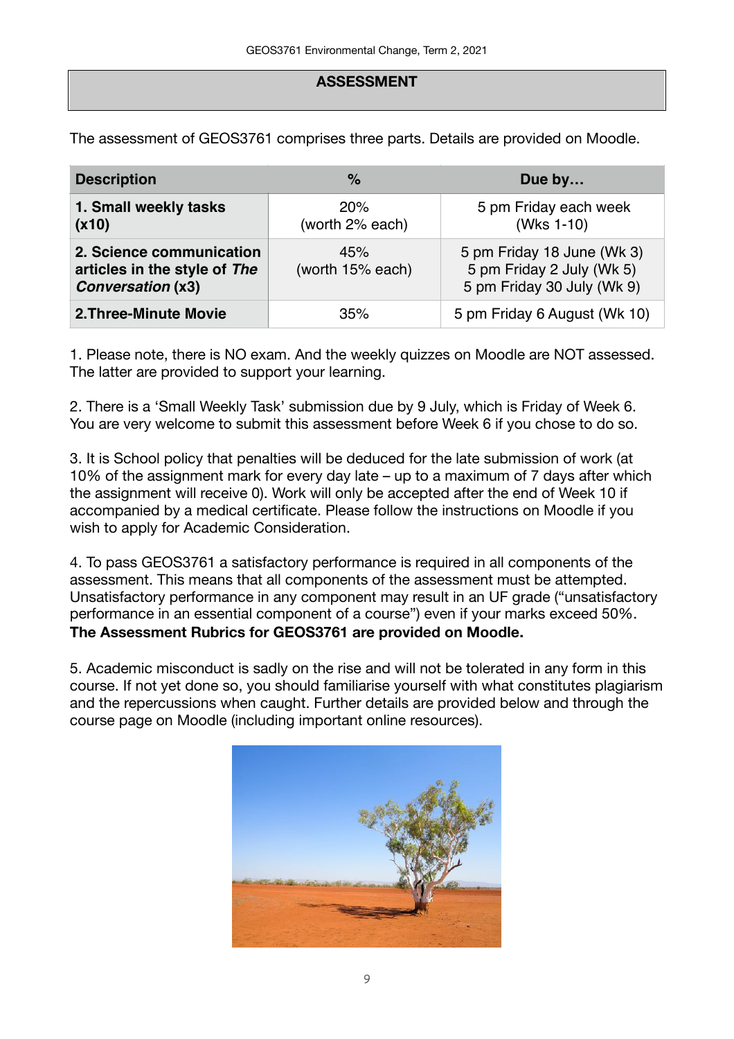## ASSESSMENT

The assessment of GEOS3761 comprises three parts. Details are provided on Moodle.

| Description | % | Due by… |
|---|---|---|
| **1. Small weekly tasks (x10)** | 20% (worth 2% each) | 5 pm Friday each week (Wks 1-10) |
| **2. Science communication articles in the style of *The Conversation* (x3)** | 45% (worth 15% each) | 5 pm Friday 18 June (Wk 3)<br>5 pm Friday 2 July (Wk 5)<br>5 pm Friday 30 July (Wk 9) |
| **2.Three-Minute Movie** | 35% | 5 pm Friday 6 August (Wk 10) |

1. Please note, there is NO exam. And the weekly quizzes on Moodle are NOT assessed. The latter are provided to support your learning.

2. There is a 'Small Weekly Task' submission due by 9 July, which is Friday of Week 6. You are very welcome to submit this assessment before Week 6 if you chose to do so.

3. It is School policy that penalties will be deduced for the late submission of work (at 10% of the assignment mark for every day late – up to a maximum of 7 days after which the assignment will receive 0). Work will only be accepted after the end of Week 10 if accompanied by a medical certificate. Please follow the instructions on Moodle if you wish to apply for Academic Consideration.

4. To pass GEOS3761 a satisfactory performance is required in all components of the assessment. This means that all components of the assessment must be attempted. Unsatisfactory performance in any component may result in an UF grade ("unsatisfactory performance in an essential component of a course") even if your marks exceed 50%. **The Assessment Rubrics for GEOS3761 are provided on Moodle.**

5. Academic misconduct is sadly on the rise and will not be tolerated in any form in this course. If not yet done so, you should familiarise yourself with what constitutes plagiarism and the repercussions when caught. Further details are provided below and through the course page on Moodle (including important online resources).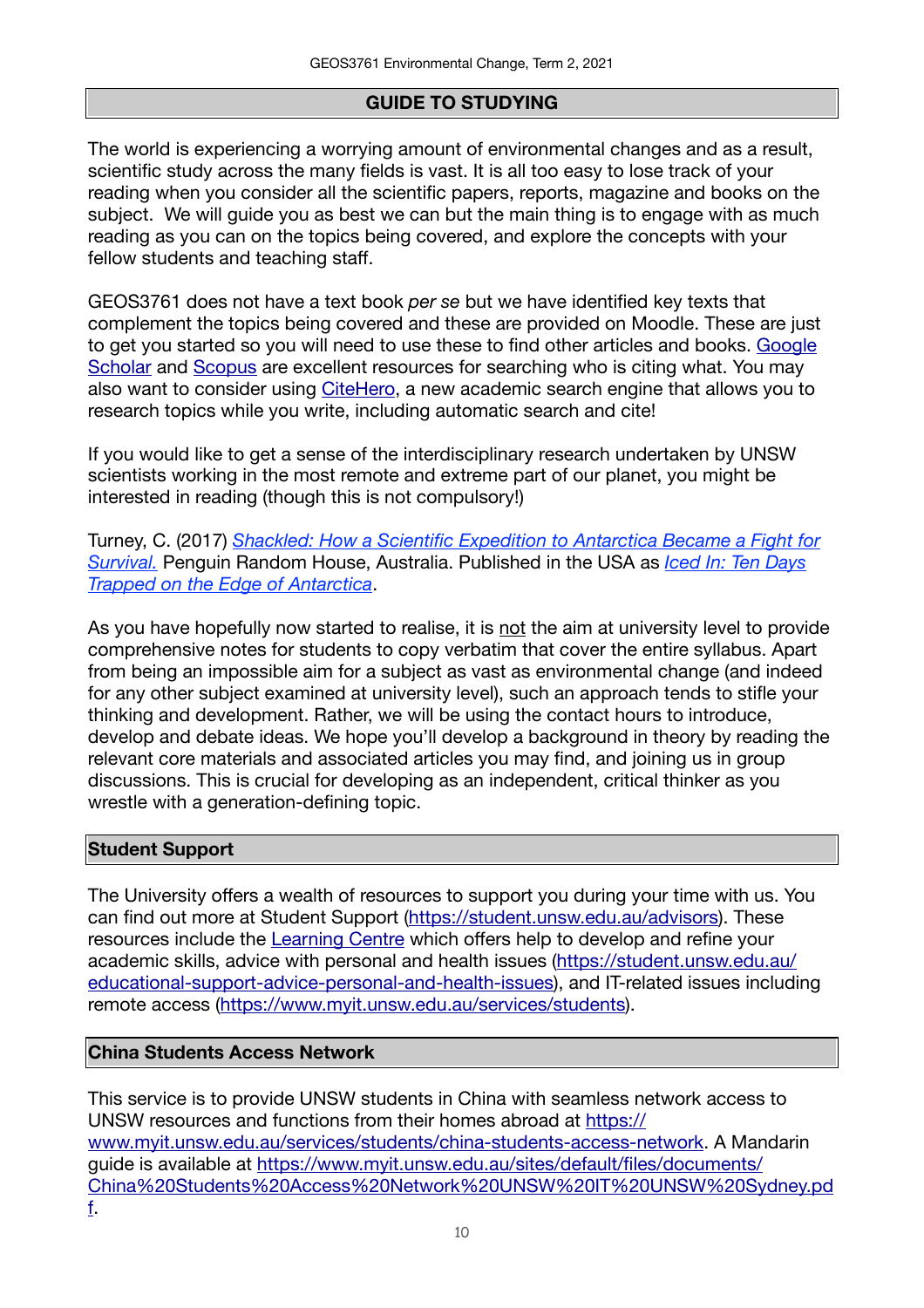## GUIDE TO STUDYING

The world is experiencing a worrying amount of environmental changes and as a result, scientific study across the many fields is vast. It is all too easy to lose track of your reading when you consider all the scientific papers, reports, magazine and books on the subject. We will guide you as best we can but the main thing is to engage with as much reading as you can on the topics being covered, and explore the concepts with your fellow students and teaching staff.

GEOS3761 does not have a text book *per se* but we have identified key texts that complement the topics being covered and these are provided on Moodle. These are just to get you started so you will need to use these to find other articles and books. Google Scholar and Scopus are excellent resources for searching who is citing what. You may also want to consider using CiteHero, a new academic search engine that allows you to research topics while you write, including automatic search and cite!

If you would like to get a sense of the interdisciplinary research undertaken by UNSW scientists working in the most remote and extreme part of our planet, you might be interested in reading (though this is not compulsory!)

Turney, C. (2017) *Shackled: How a Scientific Expedition to Antarctica Became a Fight for Survival.* Penguin Random House, Australia. Published in the USA as *Iced In: Ten Days Trapped on the Edge of Antarctica*.

As you have hopefully now started to realise, it is not the aim at university level to provide comprehensive notes for students to copy verbatim that cover the entire syllabus. Apart from being an impossible aim for a subject as vast as environmental change (and indeed for any other subject examined at university level), such an approach tends to stifle your thinking and development. Rather, we will be using the contact hours to introduce, develop and debate ideas. We hope you'll develop a background in theory by reading the relevant core materials and associated articles you may find, and joining us in group discussions. This is crucial for developing as an independent, critical thinker as you wrestle with a generation-defining topic.

### Student Support

The University offers a wealth of resources to support you during your time with us. You can find out more at Student Support (https://student.unsw.edu.au/advisors). These resources include the Learning Centre which offers help to develop and refine your academic skills, advice with personal and health issues (https://student.unsw.edu.au/educational-support-advice-personal-and-health-issues), and IT-related issues including remote access (https://www.myit.unsw.edu.au/services/students).

### China Students Access Network

This service is to provide UNSW students in China with seamless network access to UNSW resources and functions from their homes abroad at https://www.myit.unsw.edu.au/services/students/china-students-access-network. A Mandarin guide is available at https://www.myit.unsw.edu.au/sites/default/files/documents/China%20Students%20Access%20Network%20UNSW%20IT%20UNSW%20Sydney.pdf.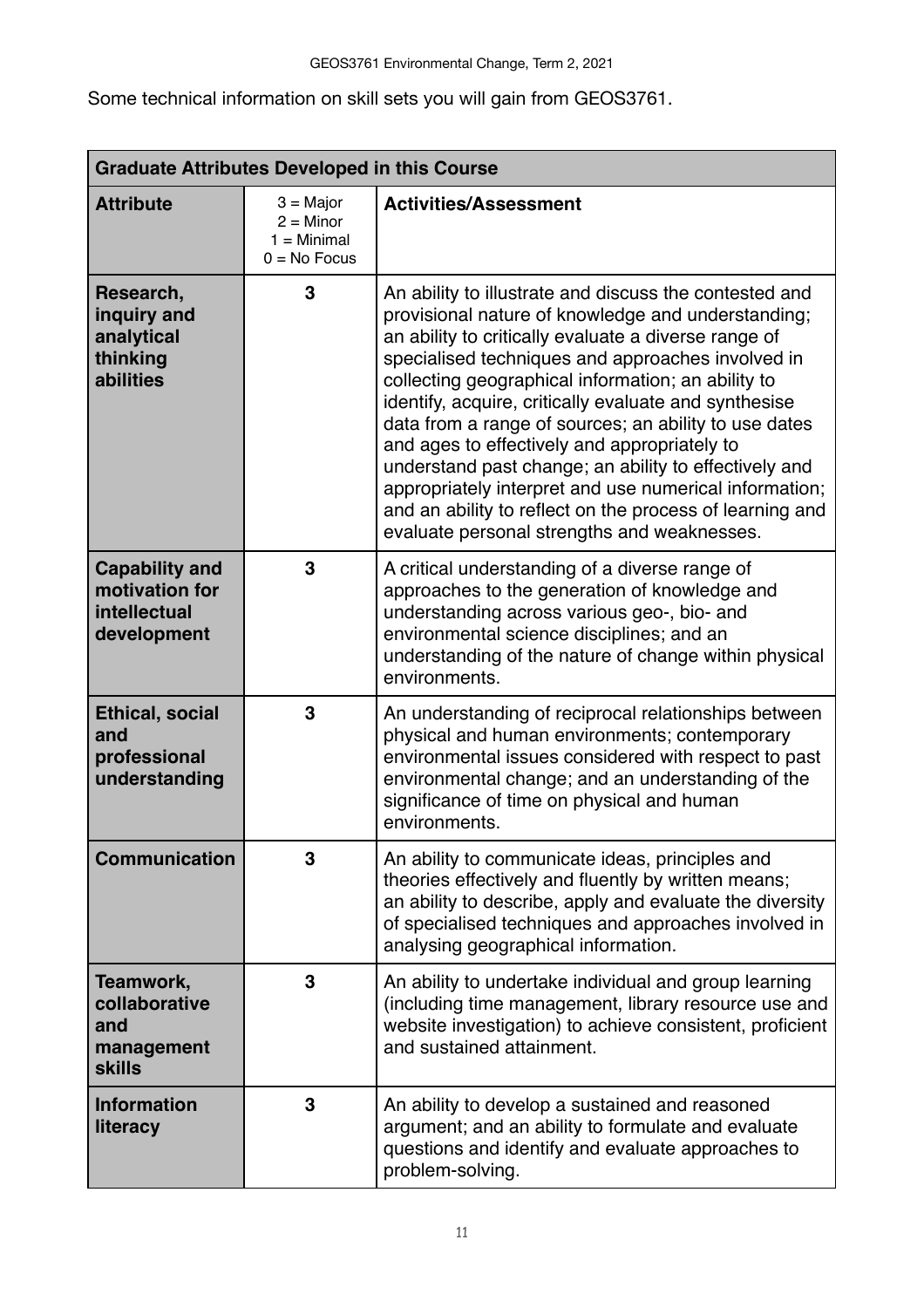Some technical information on skill sets you will gain from GEOS3761.

| Graduate Attributes Developed in this Course | | |
|---|---|---|
| **Attribute** | 3 = Major<br>2 = Minor<br>1 = Minimal<br>0 = No Focus | **Activities/Assessment** |
| **Research, inquiry and analytical thinking abilities** | **3** | An ability to illustrate and discuss the contested and provisional nature of knowledge and understanding; an ability to critically evaluate a diverse range of specialised techniques and approaches involved in collecting geographical information; an ability to identify, acquire, critically evaluate and synthesise data from a range of sources; an ability to use dates and ages to effectively and appropriately to understand past change; an ability to effectively and appropriately interpret and use numerical information; and an ability to reflect on the process of learning and evaluate personal strengths and weaknesses. |
| **Capability and motivation for intellectual development** | **3** | A critical understanding of a diverse range of approaches to the generation of knowledge and understanding across various geo-, bio- and environmental science disciplines; and an understanding of the nature of change within physical environments. |
| **Ethical, social and professional understanding** | **3** | An understanding of reciprocal relationships between physical and human environments; contemporary environmental issues considered with respect to past environmental change; and an understanding of the significance of time on physical and human environments. |
| **Communication** | **3** | An ability to communicate ideas, principles and theories effectively and fluently by written means; an ability to describe, apply and evaluate the diversity of specialised techniques and approaches involved in analysing geographical information. |
| **Teamwork, collaborative and management skills** | **3** | An ability to undertake individual and group learning (including time management, library resource use and website investigation) to achieve consistent, proficient and sustained attainment. |
| **Information literacy** | **3** | An ability to develop a sustained and reasoned argument; and an ability to formulate and evaluate questions and identify and evaluate approaches to problem-solving. |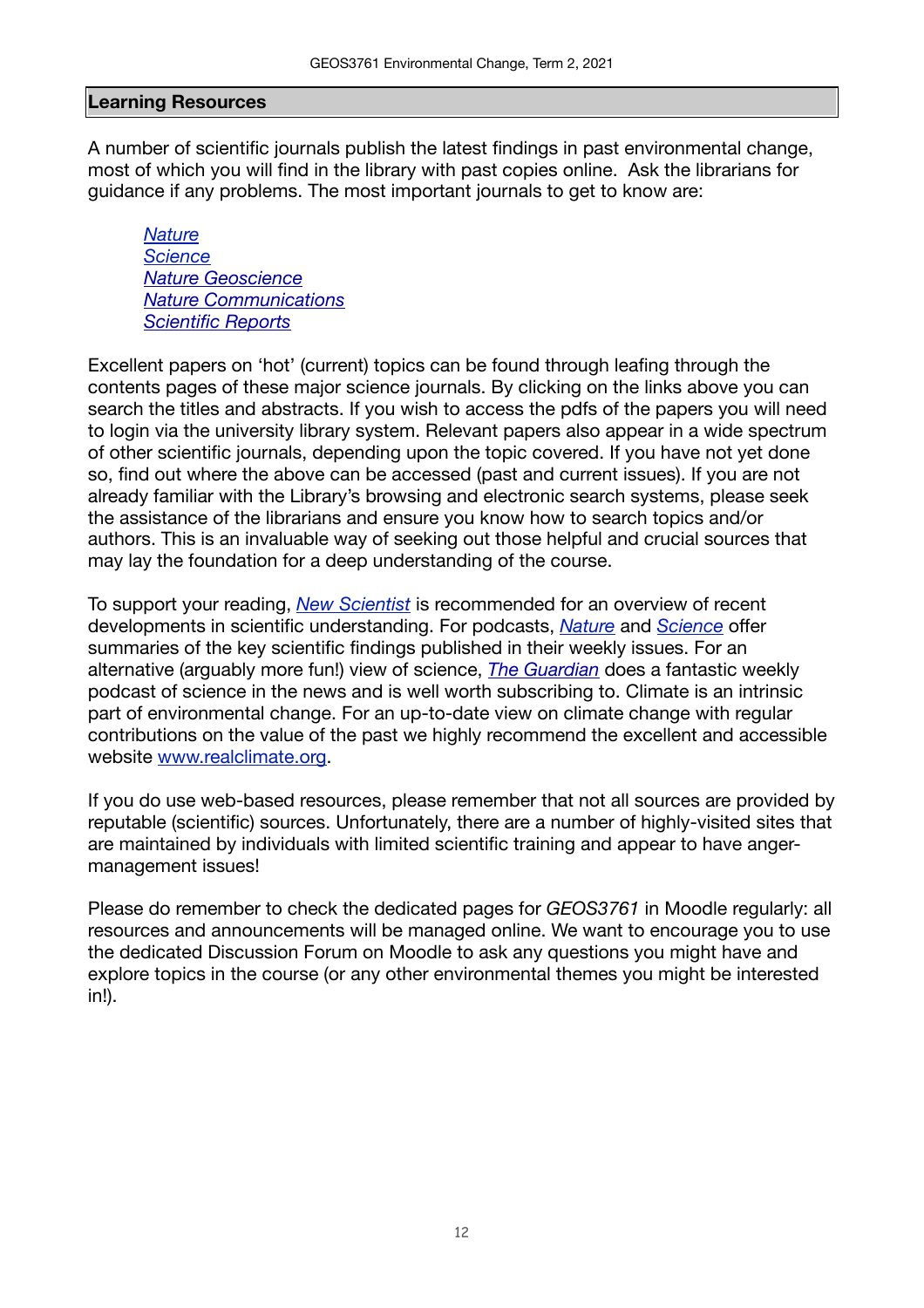## Learning Resources

A number of scientific journals publish the latest findings in past environmental change, most of which you will find in the library with past copies online. Ask the librarians for guidance if any problems. The most important journals to get to know are:

*Nature*
*Science*
*Nature Geoscience*
*Nature Communications*
*Scientific Reports*

Excellent papers on 'hot' (current) topics can be found through leafing through the contents pages of these major science journals. By clicking on the links above you can search the titles and abstracts. If you wish to access the pdfs of the papers you will need to login via the university library system. Relevant papers also appear in a wide spectrum of other scientific journals, depending upon the topic covered. If you have not yet done so, find out where the above can be accessed (past and current issues). If you are not already familiar with the Library's browsing and electronic search systems, please seek the assistance of the librarians and ensure you know how to search topics and/or authors. This is an invaluable way of seeking out those helpful and crucial sources that may lay the foundation for a deep understanding of the course.

To support your reading, *New Scientist* is recommended for an overview of recent developments in scientific understanding. For podcasts, *Nature* and *Science* offer summaries of the key scientific findings published in their weekly issues. For an alternative (arguably more fun!) view of science, *The Guardian* does a fantastic weekly podcast of science in the news and is well worth subscribing to. Climate is an intrinsic part of environmental change. For an up-to-date view on climate change with regular contributions on the value of the past we highly recommend the excellent and accessible website www.realclimate.org.

If you do use web-based resources, please remember that not all sources are provided by reputable (scientific) sources. Unfortunately, there are a number of highly-visited sites that are maintained by individuals with limited scientific training and appear to have anger-management issues!

Please do remember to check the dedicated pages for *GEOS3761* in Moodle regularly: all resources and announcements will be managed online. We want to encourage you to use the dedicated Discussion Forum on Moodle to ask any questions you might have and explore topics in the course (or any other environmental themes you might be interested in!).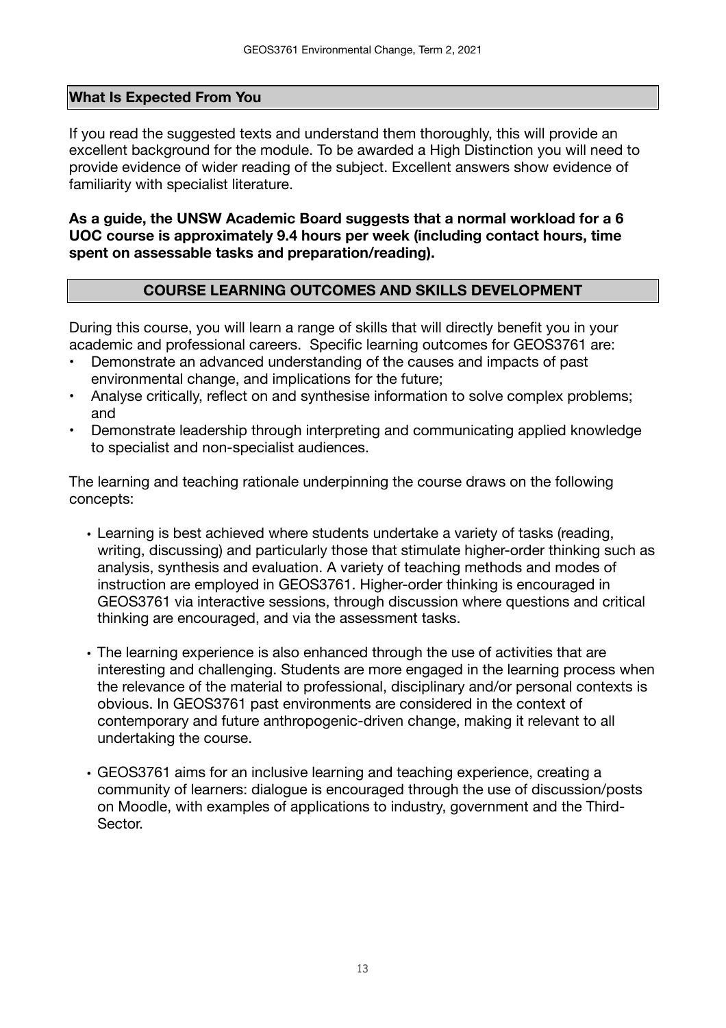## What Is Expected From You

If you read the suggested texts and understand them thoroughly, this will provide an excellent background for the module. To be awarded a High Distinction you will need to provide evidence of wider reading of the subject. Excellent answers show evidence of familiarity with specialist literature.

**As a guide, the UNSW Academic Board suggests that a normal workload for a 6 UOC course is approximately 9.4 hours per week (including contact hours, time spent on assessable tasks and preparation/reading).**

## COURSE LEARNING OUTCOMES AND SKILLS DEVELOPMENT

During this course, you will learn a range of skills that will directly benefit you in your academic and professional careers. Specific learning outcomes for GEOS3761 are:

- Demonstrate an advanced understanding of the causes and impacts of past environmental change, and implications for the future;
- Analyse critically, reflect on and synthesise information to solve complex problems; and
- Demonstrate leadership through interpreting and communicating applied knowledge to specialist and non-specialist audiences.

The learning and teaching rationale underpinning the course draws on the following concepts:

- Learning is best achieved where students undertake a variety of tasks (reading, writing, discussing) and particularly those that stimulate higher-order thinking such as analysis, synthesis and evaluation. A variety of teaching methods and modes of instruction are employed in GEOS3761. Higher-order thinking is encouraged in GEOS3761 via interactive sessions, through discussion where questions and critical thinking are encouraged, and via the assessment tasks.
- The learning experience is also enhanced through the use of activities that are interesting and challenging. Students are more engaged in the learning process when the relevance of the material to professional, disciplinary and/or personal contexts is obvious. In GEOS3761 past environments are considered in the context of contemporary and future anthropogenic-driven change, making it relevant to all undertaking the course.
- GEOS3761 aims for an inclusive learning and teaching experience, creating a community of learners: dialogue is encouraged through the use of discussion/posts on Moodle, with examples of applications to industry, government and the Third-Sector.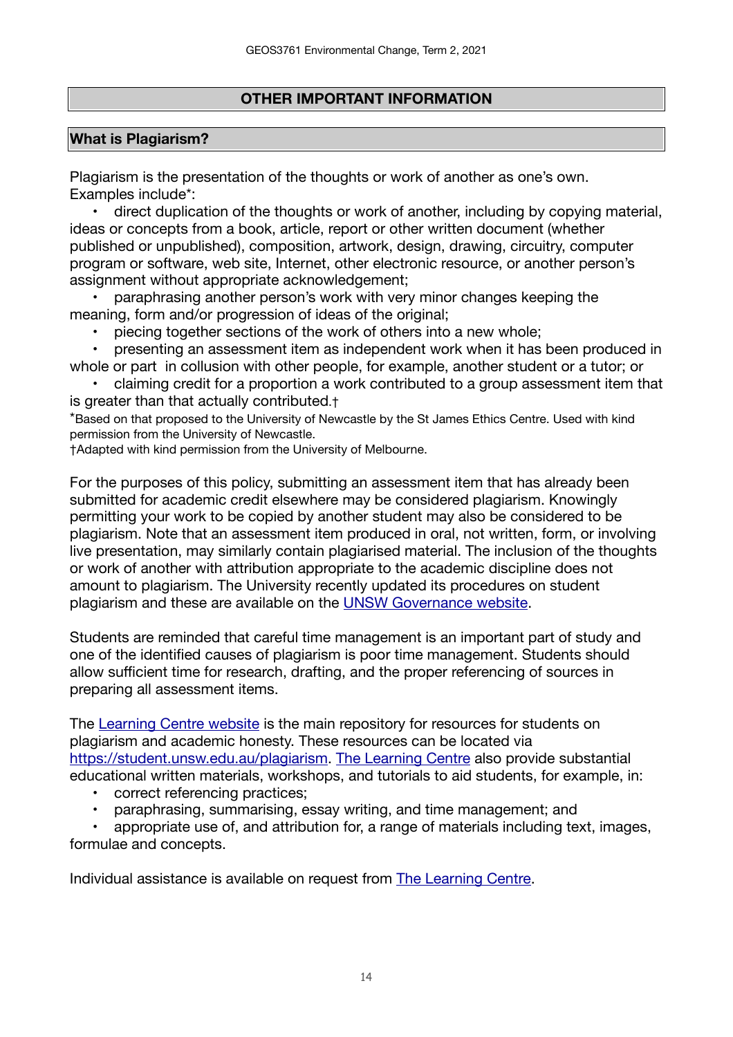## OTHER IMPORTANT INFORMATION

### What is Plagiarism?

Plagiarism is the presentation of the thoughts or work of another as one's own. Examples include*:

- direct duplication of the thoughts or work of another, including by copying material, ideas or concepts from a book, article, report or other written document (whether published or unpublished), composition, artwork, design, drawing, circuitry, computer program or software, web site, Internet, other electronic resource, or another person's assignment without appropriate acknowledgement;
- paraphrasing another person's work with very minor changes keeping the meaning, form and/or progression of ideas of the original;
- piecing together sections of the work of others into a new whole;
- presenting an assessment item as independent work when it has been produced in whole or part in collusion with other people, for example, another student or a tutor; or
- claiming credit for a proportion a work contributed to a group assessment item that is greater than that actually contributed.†

*Based on that proposed to the University of Newcastle by the St James Ethics Centre. Used with kind permission from the University of Newcastle.
†Adapted with kind permission from the University of Melbourne.

For the purposes of this policy, submitting an assessment item that has already been submitted for academic credit elsewhere may be considered plagiarism. Knowingly permitting your work to be copied by another student may also be considered to be plagiarism. Note that an assessment item produced in oral, not written, form, or involving live presentation, may similarly contain plagiarised material. The inclusion of the thoughts or work of another with attribution appropriate to the academic discipline does not amount to plagiarism. The University recently updated its procedures on student plagiarism and these are available on the UNSW Governance website.

Students are reminded that careful time management is an important part of study and one of the identified causes of plagiarism is poor time management. Students should allow sufficient time for research, drafting, and the proper referencing of sources in preparing all assessment items.

The Learning Centre website is the main repository for resources for students on plagiarism and academic honesty. These resources can be located via https://student.unsw.edu.au/plagiarism. The Learning Centre also provide substantial educational written materials, workshops, and tutorials to aid students, for example, in:

- correct referencing practices;
- paraphrasing, summarising, essay writing, and time management; and
- appropriate use of, and attribution for, a range of materials including text, images, formulae and concepts.

Individual assistance is available on request from The Learning Centre.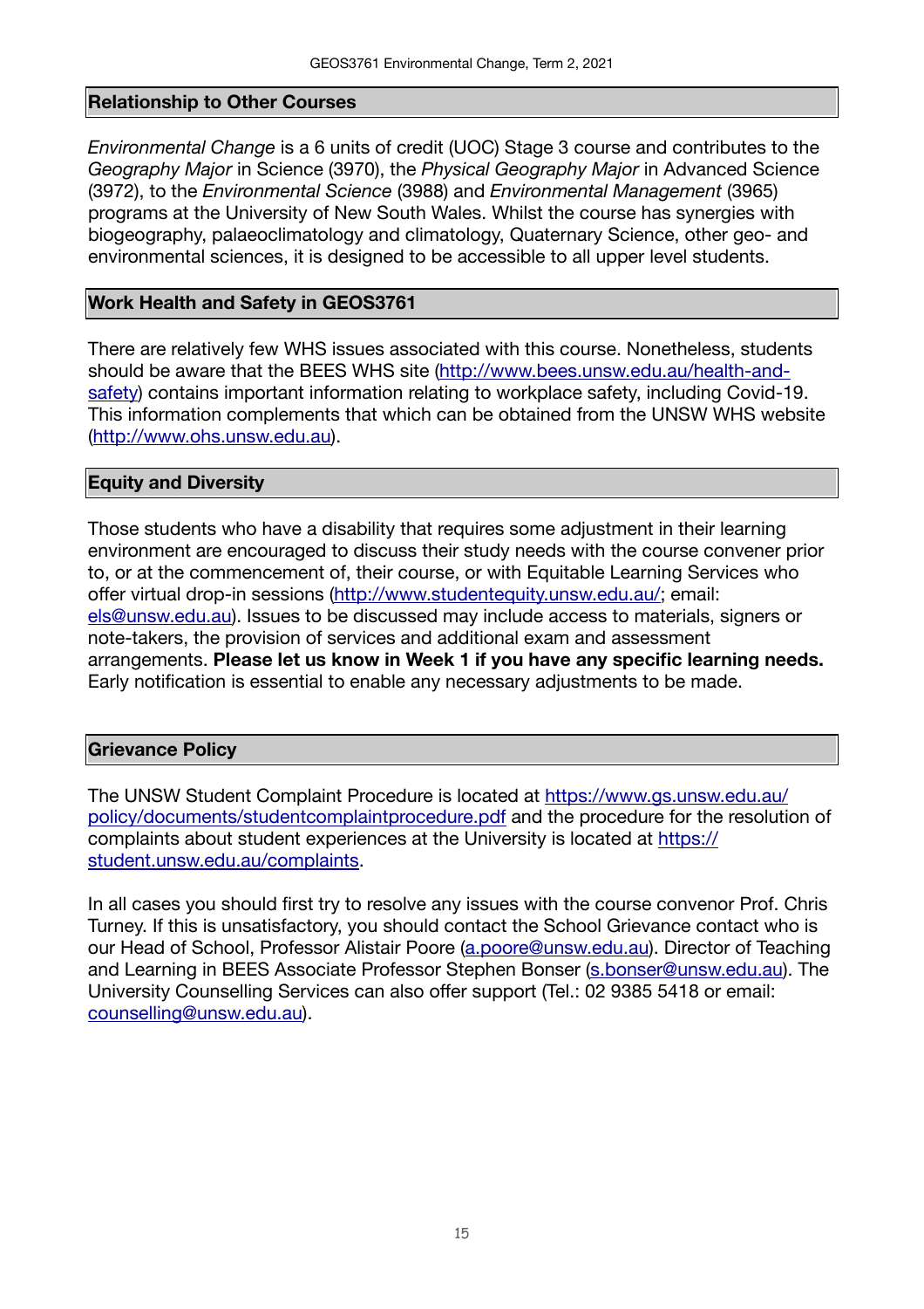## Relationship to Other Courses

*Environmental Change* is a 6 units of credit (UOC) Stage 3 course and contributes to the *Geography Major* in Science (3970), the *Physical Geography Major* in Advanced Science (3972), to the *Environmental Science* (3988) and *Environmental Management* (3965) programs at the University of New South Wales. Whilst the course has synergies with biogeography, palaeoclimatology and climatology, Quaternary Science, other geo- and environmental sciences, it is designed to be accessible to all upper level students.

## Work Health and Safety in GEOS3761

There are relatively few WHS issues associated with this course. Nonetheless, students should be aware that the BEES WHS site (http://www.bees.unsw.edu.au/health-and-safety) contains important information relating to workplace safety, including Covid-19. This information complements that which can be obtained from the UNSW WHS website (http://www.ohs.unsw.edu.au).

## Equity and Diversity

Those students who have a disability that requires some adjustment in their learning environment are encouraged to discuss their study needs with the course convener prior to, or at the commencement of, their course, or with Equitable Learning Services who offer virtual drop-in sessions (http://www.studentequity.unsw.edu.au/; email: els@unsw.edu.au). Issues to be discussed may include access to materials, signers or note-takers, the provision of services and additional exam and assessment arrangements. **Please let us know in Week 1 if you have any specific learning needs.** Early notification is essential to enable any necessary adjustments to be made.

## Grievance Policy

The UNSW Student Complaint Procedure is located at https://www.gs.unsw.edu.au/policy/documents/studentcomplaintprocedure.pdf and the procedure for the resolution of complaints about student experiences at the University is located at https://student.unsw.edu.au/complaints.

In all cases you should first try to resolve any issues with the course convenor Prof. Chris Turney. If this is unsatisfactory, you should contact the School Grievance contact who is our Head of School, Professor Alistair Poore (a.poore@unsw.edu.au). Director of Teaching and Learning in BEES Associate Professor Stephen Bonser (s.bonser@unsw.edu.au). The University Counselling Services can also offer support (Tel.: 02 9385 5418 or email: counselling@unsw.edu.au).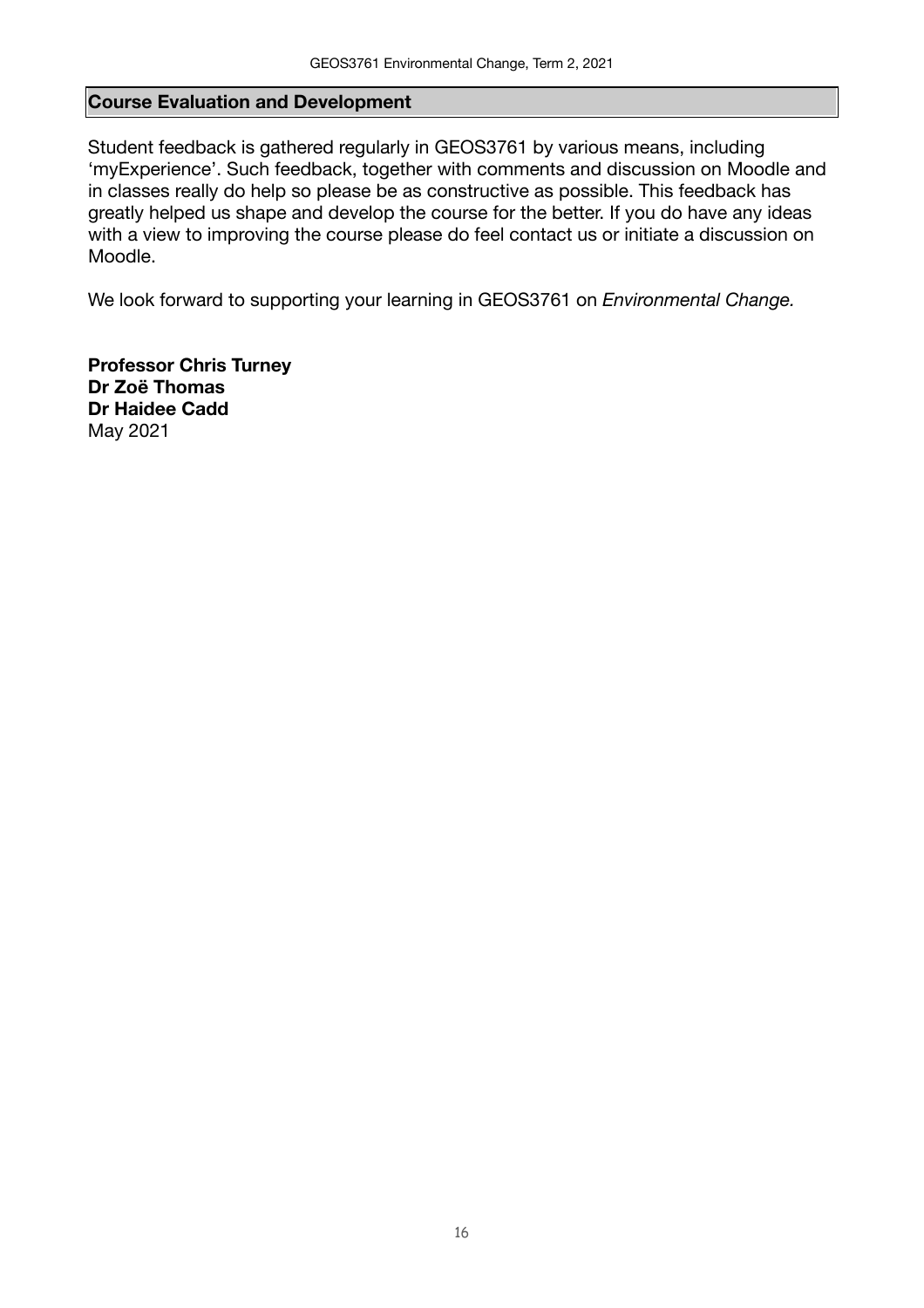## Course Evaluation and Development

Student feedback is gathered regularly in GEOS3761 by various means, including 'myExperience'. Such feedback, together with comments and discussion on Moodle and in classes really do help so please be as constructive as possible. This feedback has greatly helped us shape and develop the course for the better. If you do have any ideas with a view to improving the course please do feel contact us or initiate a discussion on Moodle.

We look forward to supporting your learning in GEOS3761 on *Environmental Change.*

**Professor Chris Turney**
**Dr Zoë Thomas**
**Dr Haidee Cadd**
May 2021